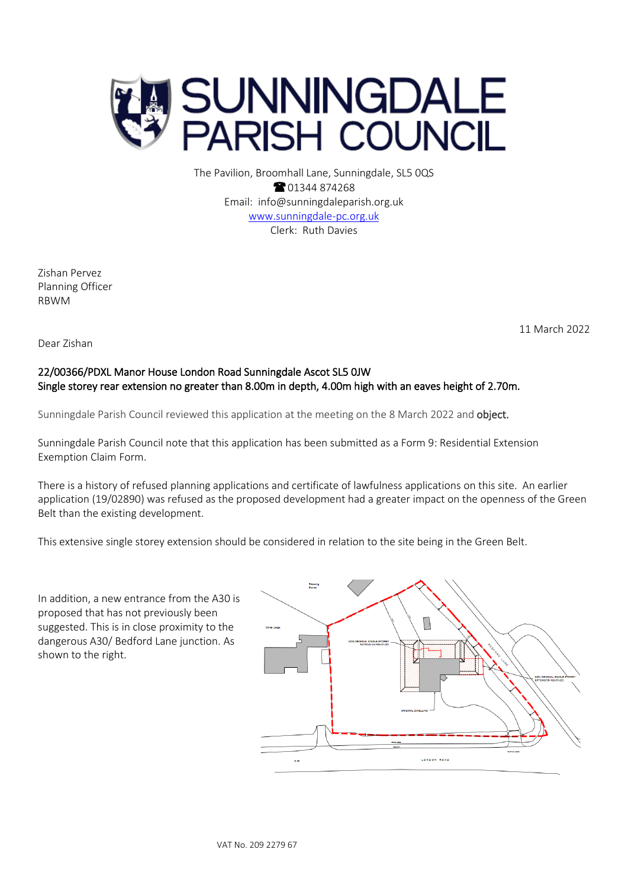# SUNNINGDALE PARISH COUNCIL

The Pavilion, Broomhall Lane, Sunningdale, SL5 0QS
☎ 01344 874268
Email: info@sunningdaleparish.org.uk
www.sunningdale-pc.org.uk
Clerk: Ruth Davies

Zishan Pervez
Planning Officer
RBWM

11 March 2022

Dear Zishan

**22/00366/PDXL Manor House London Road Sunningdale Ascot SL5 0JW**
**Single storey rear extension no greater than 8.00m in depth, 4.00m high with an eaves height of 2.70m.**

Sunningdale Parish Council reviewed this application at the meeting on the 8 March 2022 and **object.**

Sunningdale Parish Council note that this application has been submitted as a Form 9: Residential Extension Exemption Claim Form.

There is a history of refused planning applications and certificate of lawfulness applications on this site. An earlier application (19/02890) was refused as the proposed development had a greater impact on the openness of the Green Belt than the existing development.

This extensive single storey extension should be considered in relation to the site being in the Green Belt.

In addition, a new entrance from the A30 is proposed that has not previously been suggested. This is in close proximity to the dangerous A30/ Bedford Lane junction. As shown to the right.

White Lodge
NON ORIGINAL SINGLE STOREY EXTENSION REMOVED
BEDFORD LANE
NON ORIGINAL SINGLE STOREY EXTENSION REMOVED
ORIGINAL DWELLING
A30
LONDON ROAD

VAT No. 209 2279 67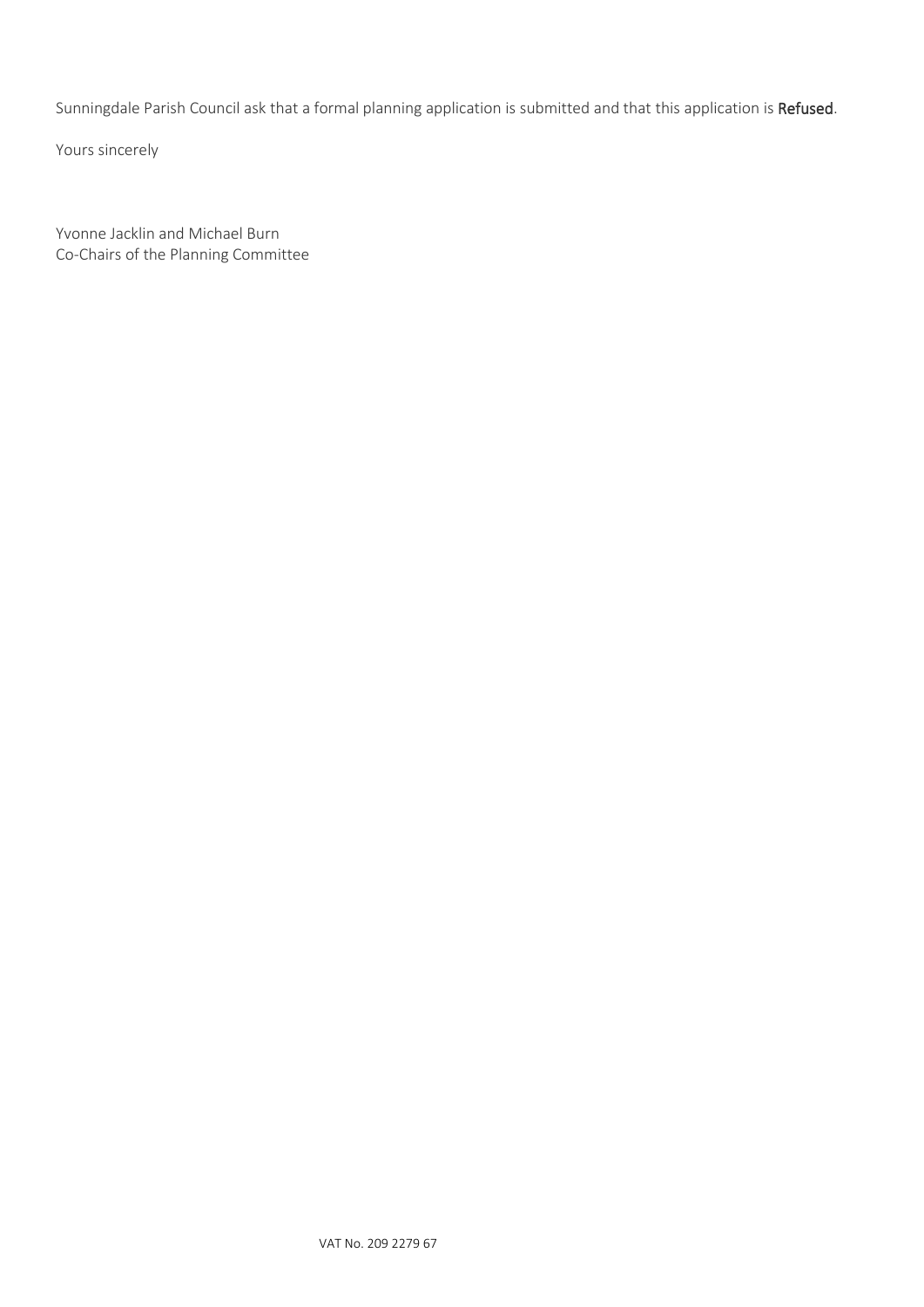Sunningdale Parish Council ask that a formal planning application is submitted and that this application is **Refused**.

Yours sincerely

Yvonne Jacklin and Michael Burn
Co-Chairs of the Planning Committee

VAT No. 209 2279 67